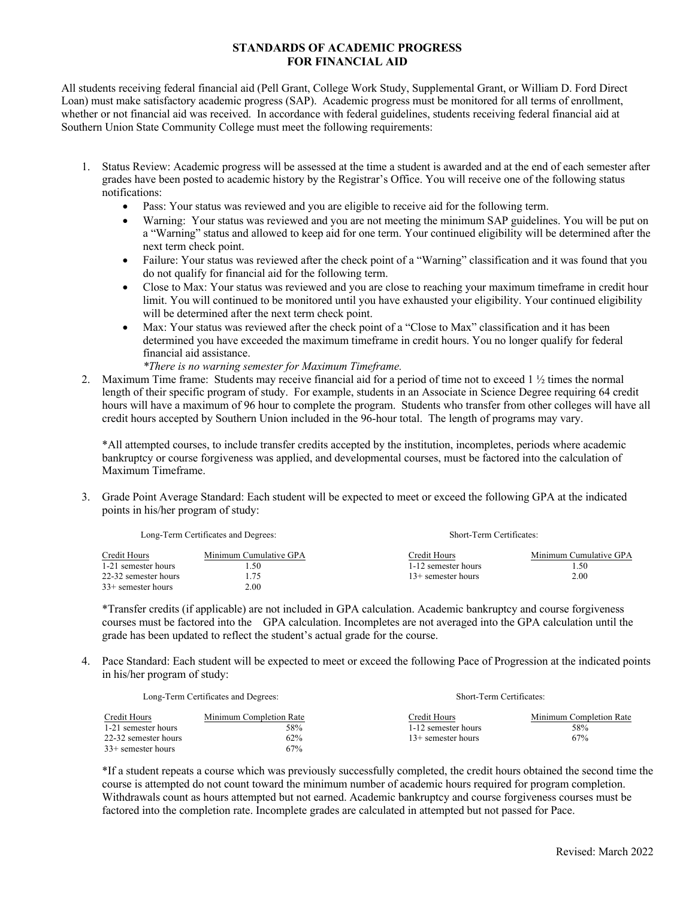# STANDARDS OF ACADEMIC PROGRESS FOR FINANCIAL AID

All students receiving federal financial aid (Pell Grant, College Work Study, Supplemental Grant, or William D. Ford Direct Loan) must make satisfactory academic progress (SAP). Academic progress must be monitored for all terms of enrollment, whether or not financial aid was received. In accordance with federal guidelines, students receiving federal financial aid at Southern Union State Community College must meet the following requirements:

1. Status Review: Academic progress will be assessed at the time a student is awarded and at the end of each semester after grades have been posted to academic history by the Registrar's Office. You will receive one of the following status notifications:
   - Pass: Your status was reviewed and you are eligible to receive aid for the following term.
   - Warning: Your status was reviewed and you are not meeting the minimum SAP guidelines. You will be put on a "Warning" status and allowed to keep aid for one term. Your continued eligibility will be determined after the next term check point.
   - Failure: Your status was reviewed after the check point of a "Warning" classification and it was found that you do not qualify for financial aid for the following term.
   - Close to Max: Your status was reviewed and you are close to reaching your maximum timeframe in credit hour limit. You will continued to be monitored until you have exhausted your eligibility. Your continued eligibility will be determined after the next term check point.
   - Max: Your status was reviewed after the check point of a "Close to Max" classification and it has been determined you have exceeded the maximum timeframe in credit hours. You no longer qualify for federal financial aid assistance.

     *\*There is no warning semester for Maximum Timeframe.*

2. Maximum Time frame: Students may receive financial aid for a period of time not to exceed 1 ½ times the normal length of their specific program of study. For example, students in an Associate in Science Degree requiring 64 credit hours will have a maximum of 96 hour to complete the program. Students who transfer from other colleges will have all credit hours accepted by Southern Union included in the 96-hour total. The length of programs may vary.

   *All attempted courses, to include transfer credits accepted by the institution, incompletes, periods where academic bankruptcy or course forgiveness was applied, and developmental courses, must be factored into the calculation of Maximum Timeframe.

3. Grade Point Average Standard: Each student will be expected to meet or exceed the following GPA at the indicated points in his/her program of study:

   Long-Term Certificates and Degrees:

   | Credit Hours | Minimum Cumulative GPA |
   |---|---|
   | 1-21 semester hours | 1.50 |
   | 22-32 semester hours | 1.75 |
   | 33+ semester hours | 2.00 |

   Short-Term Certificates:

   | Credit Hours | Minimum Cumulative GPA |
   |---|---|
   | 1-12 semester hours | 1.50 |
   | 13+ semester hours | 2.00 |

   *Transfer credits (if applicable) are not included in GPA calculation. Academic bankruptcy and course forgiveness courses must be factored into the GPA calculation. Incompletes are not averaged into the GPA calculation until the grade has been updated to reflect the student's actual grade for the course.

4. Pace Standard: Each student will be expected to meet or exceed the following Pace of Progression at the indicated points in his/her program of study:

   Long-Term Certificates and Degrees:

   | Credit Hours | Minimum Completion Rate |
   |---|---|
   | 1-21 semester hours | 58% |
   | 22-32 semester hours | 62% |
   | 33+ semester hours | 67% |

   Short-Term Certificates:

   | Credit Hours | Minimum Completion Rate |
   |---|---|
   | 1-12 semester hours | 58% |
   | 13+ semester hours | 67% |

   *If a student repeats a course which was previously successfully completed, the credit hours obtained the second time the course is attempted do not count toward the minimum number of academic hours required for program completion. Withdrawals count as hours attempted but not earned. Academic bankruptcy and course forgiveness courses must be factored into the completion rate. Incomplete grades are calculated in attempted but not passed for Pace.

Revised: March 2022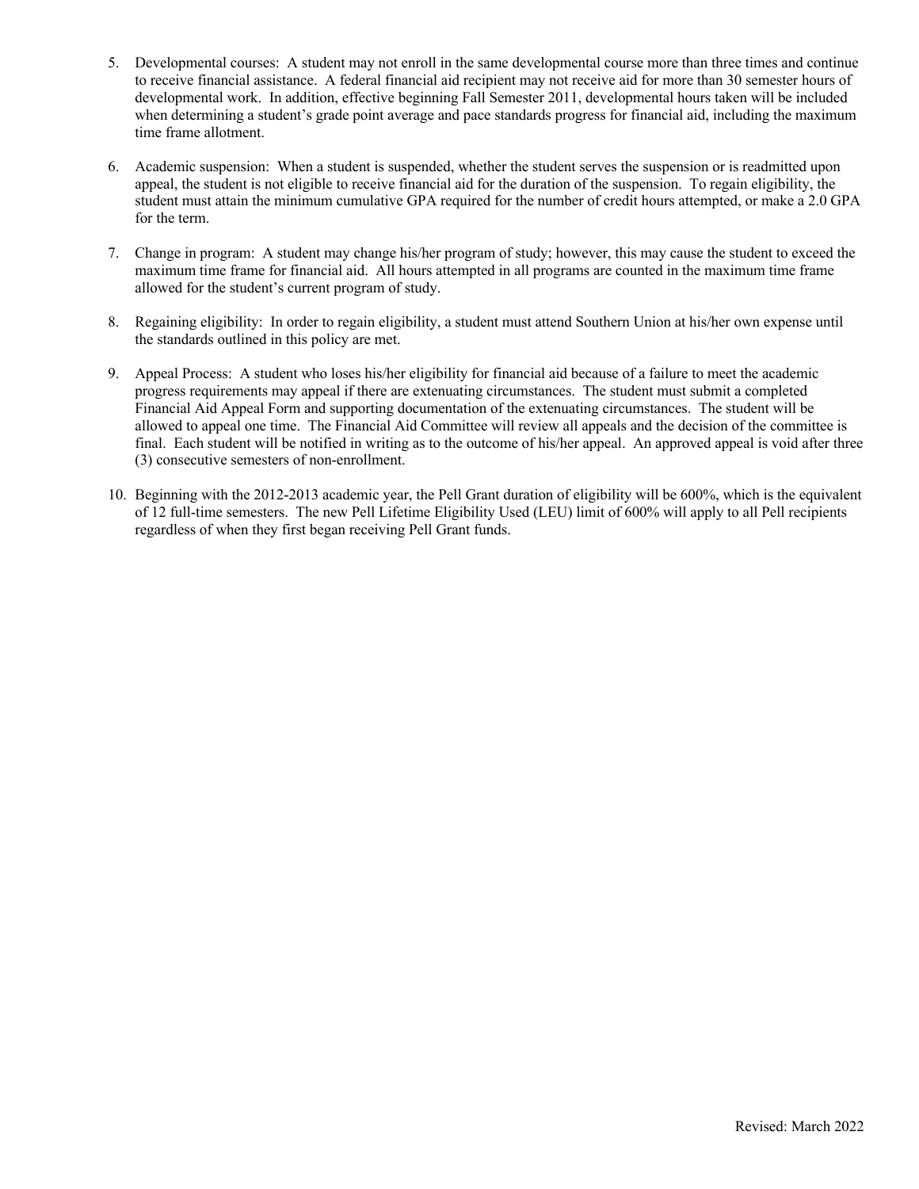5. Developmental courses: A student may not enroll in the same developmental course more than three times and continue to receive financial assistance. A federal financial aid recipient may not receive aid for more than 30 semester hours of developmental work. In addition, effective beginning Fall Semester 2011, developmental hours taken will be included when determining a student's grade point average and pace standards progress for financial aid, including the maximum time frame allotment.

6. Academic suspension: When a student is suspended, whether the student serves the suspension or is readmitted upon appeal, the student is not eligible to receive financial aid for the duration of the suspension. To regain eligibility, the student must attain the minimum cumulative GPA required for the number of credit hours attempted, or make a 2.0 GPA for the term.

7. Change in program: A student may change his/her program of study; however, this may cause the student to exceed the maximum time frame for financial aid. All hours attempted in all programs are counted in the maximum time frame allowed for the student's current program of study.

8. Regaining eligibility: In order to regain eligibility, a student must attend Southern Union at his/her own expense until the standards outlined in this policy are met.

9. Appeal Process: A student who loses his/her eligibility for financial aid because of a failure to meet the academic progress requirements may appeal if there are extenuating circumstances. The student must submit a completed Financial Aid Appeal Form and supporting documentation of the extenuating circumstances. The student will be allowed to appeal one time. The Financial Aid Committee will review all appeals and the decision of the committee is final. Each student will be notified in writing as to the outcome of his/her appeal. An approved appeal is void after three (3) consecutive semesters of non-enrollment.

10. Beginning with the 2012-2013 academic year, the Pell Grant duration of eligibility will be 600%, which is the equivalent of 12 full-time semesters. The new Pell Lifetime Eligibility Used (LEU) limit of 600% will apply to all Pell recipients regardless of when they first began receiving Pell Grant funds.

Revised: March 2022